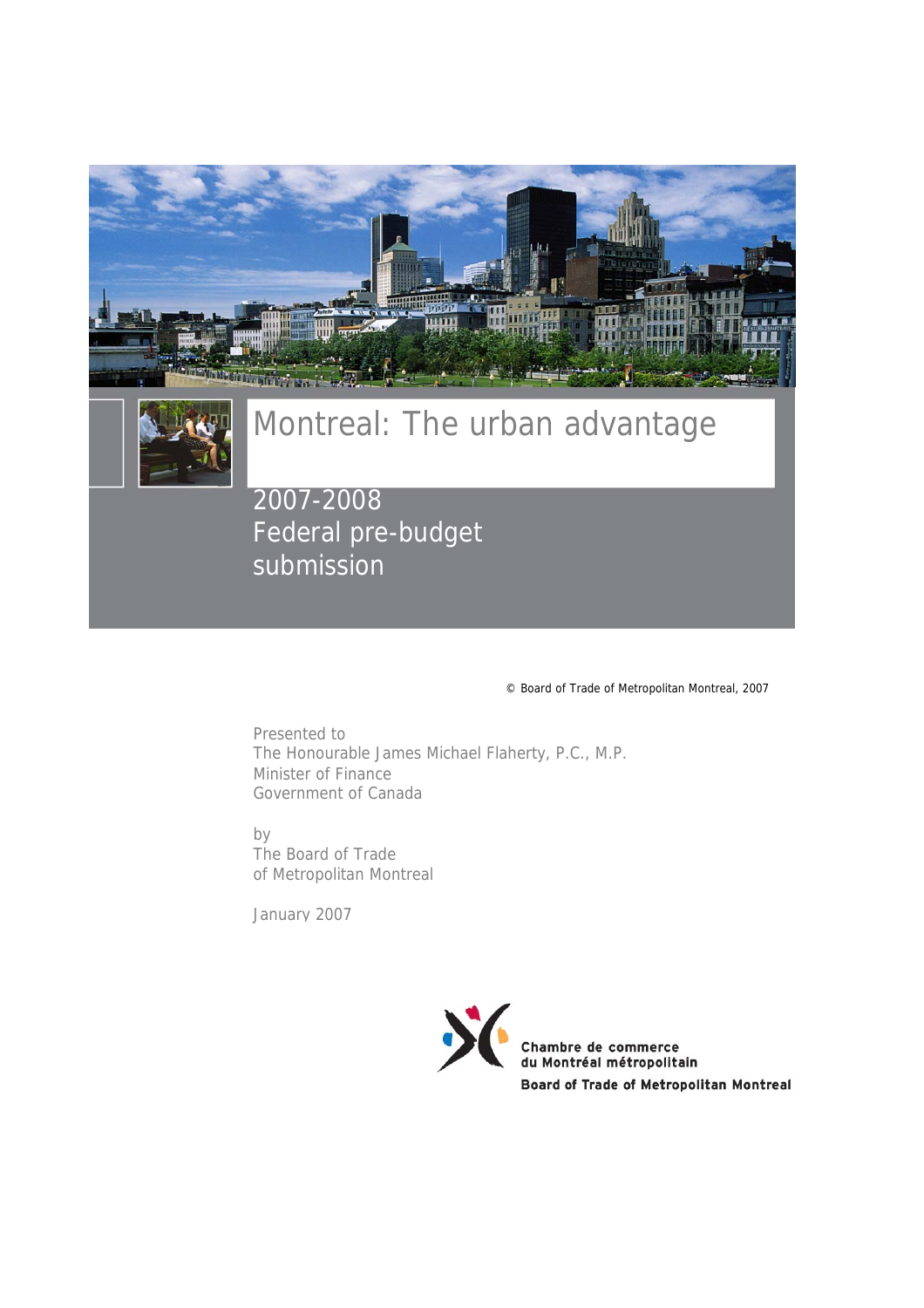# Montreal: The urban advantage

## 2007-2008 Federal pre-budget submission

© Board of Trade of Metropolitan Montreal, 2007

Presented to
The Honourable James Michael Flaherty, P.C., M.P.
Minister of Finance
Government of Canada

by
The Board of Trade
of Metropolitan Montreal

January 2007

**Chambre de commerce du Montréal métropolitain**
**Board of Trade of Metropolitan Montreal**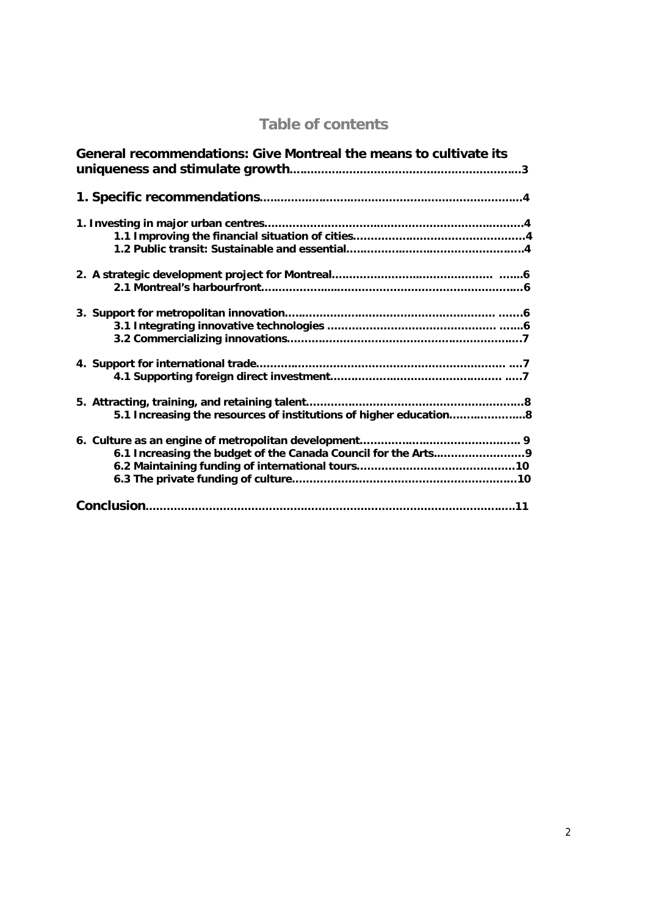## Table of contents

**General recommendations: Give Montreal the means to cultivate its uniqueness and stimulate growth**................................................................3

**1. Specific recommendations**........................................................................4

**1. Investing in major urban centres**........................................................................4

- **1.1 Improving the financial situation of cities**................................................4
- **1.2 Public transit: Sustainable and essential**.................................................4

**2. A strategic development project for Montreal**............................................ .......6

- **2.1 Montreal's harbourfront**.........................................................................6

**3. Support for metropolitan innovation**......................................................... .......6

- **3.1 Integrating innovative technologies** ................................................ .......6
- **3.2 Commercializing innovations**................................................................7

**4. Support for international trade**..................................................................... ....7

- **4.1 Supporting foreign direct investment**............................................... .....7

**5. Attracting, training, and retaining talent**............................................................8

- **5.1 Increasing the resources of institutions of higher education**.......................8

**6. Culture as an engine of metropolitan development**............................................ 9

- **6.1 Increasing the budget of the Canada Council for the Arts**..........................9
- **6.2 Maintaining funding of international tours**............................................10
- **6.3 The private funding of culture**..............................................................10

**Conclusion**......................................................................................................11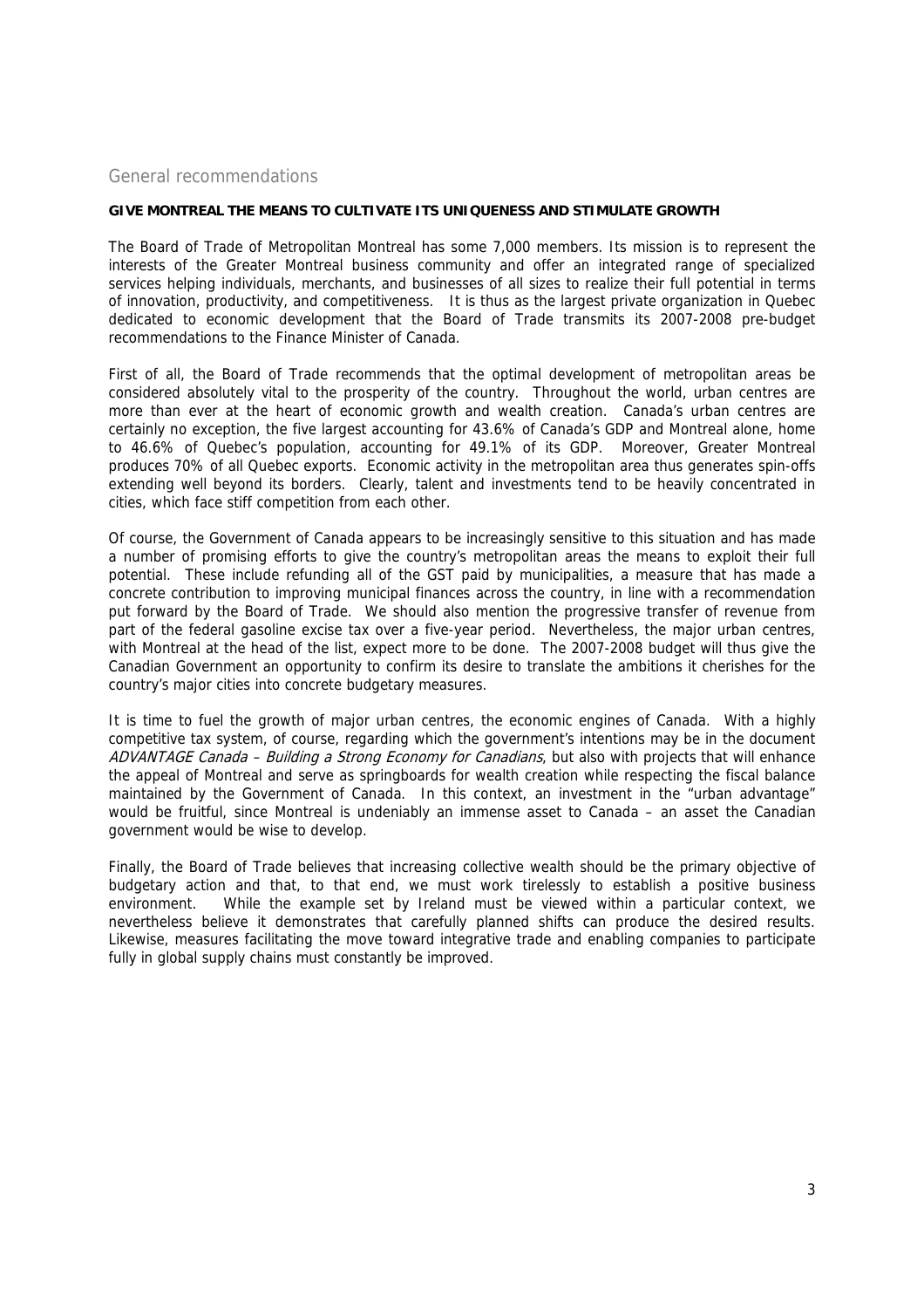## General recommendations

**GIVE MONTREAL THE MEANS TO CULTIVATE ITS UNIQUENESS AND STIMULATE GROWTH**

The Board of Trade of Metropolitan Montreal has some 7,000 members. Its mission is to represent the interests of the Greater Montreal business community and offer an integrated range of specialized services helping individuals, merchants, and businesses of all sizes to realize their full potential in terms of innovation, productivity, and competitiveness. It is thus as the largest private organization in Quebec dedicated to economic development that the Board of Trade transmits its 2007-2008 pre-budget recommendations to the Finance Minister of Canada.

First of all, the Board of Trade recommends that the optimal development of metropolitan areas be considered absolutely vital to the prosperity of the country. Throughout the world, urban centres are more than ever at the heart of economic growth and wealth creation. Canada's urban centres are certainly no exception, the five largest accounting for 43.6% of Canada's GDP and Montreal alone, home to 46.6% of Quebec's population, accounting for 49.1% of its GDP. Moreover, Greater Montreal produces 70% of all Quebec exports. Economic activity in the metropolitan area thus generates spin-offs extending well beyond its borders. Clearly, talent and investments tend to be heavily concentrated in cities, which face stiff competition from each other.

Of course, the Government of Canada appears to be increasingly sensitive to this situation and has made a number of promising efforts to give the country's metropolitan areas the means to exploit their full potential. These include refunding all of the GST paid by municipalities, a measure that has made a concrete contribution to improving municipal finances across the country, in line with a recommendation put forward by the Board of Trade. We should also mention the progressive transfer of revenue from part of the federal gasoline excise tax over a five-year period. Nevertheless, the major urban centres, with Montreal at the head of the list, expect more to be done. The 2007-2008 budget will thus give the Canadian Government an opportunity to confirm its desire to translate the ambitions it cherishes for the country's major cities into concrete budgetary measures.

It is time to fuel the growth of major urban centres, the economic engines of Canada. With a highly competitive tax system, of course, regarding which the government's intentions may be in the document *ADVANTAGE Canada – Building a Strong Economy for Canadians*, but also with projects that will enhance the appeal of Montreal and serve as springboards for wealth creation while respecting the fiscal balance maintained by the Government of Canada. In this context, an investment in the "urban advantage" would be fruitful, since Montreal is undeniably an immense asset to Canada – an asset the Canadian government would be wise to develop.

Finally, the Board of Trade believes that increasing collective wealth should be the primary objective of budgetary action and that, to that end, we must work tirelessly to establish a positive business environment. While the example set by Ireland must be viewed within a particular context, we nevertheless believe it demonstrates that carefully planned shifts can produce the desired results. Likewise, measures facilitating the move toward integrative trade and enabling companies to participate fully in global supply chains must constantly be improved.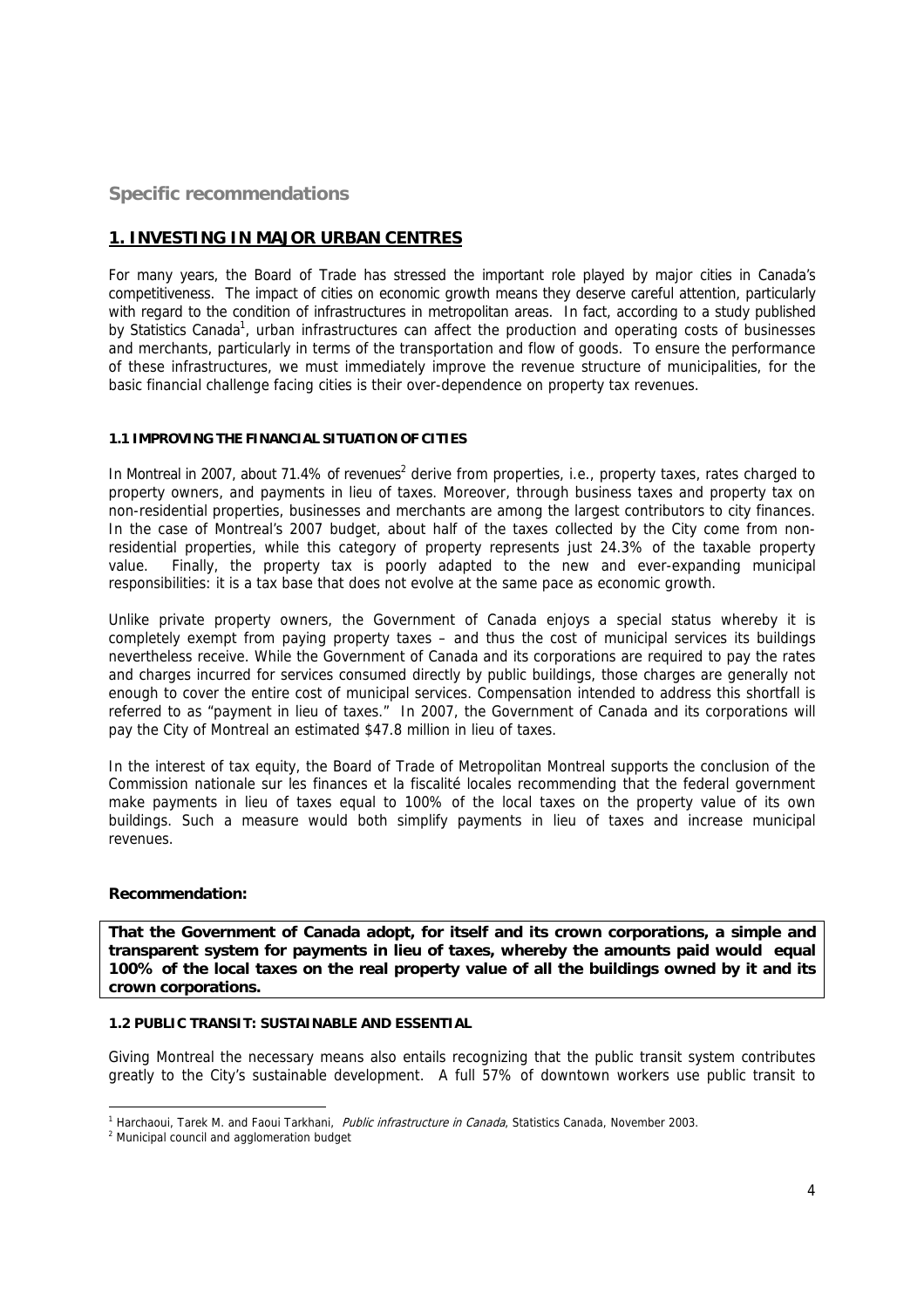## Specific recommendations

### 1. INVESTING IN MAJOR URBAN CENTRES

For many years, the Board of Trade has stressed the important role played by major cities in Canada's competitiveness. The impact of cities on economic growth means they deserve careful attention, particularly with regard to the condition of infrastructures in metropolitan areas. In fact, according to a study published by Statistics Canada[1], urban infrastructures can affect the production and operating costs of businesses and merchants, particularly in terms of the transportation and flow of goods. To ensure the performance of these infrastructures, we must immediately improve the revenue structure of municipalities, for the basic financial challenge facing cities is their over-dependence on property tax revenues.

#### 1.1 IMPROVING THE FINANCIAL SITUATION OF CITIES

In Montreal in 2007, about 71.4% of revenues[2] derive from properties, i.e., property taxes, rates charged to property owners, and payments in lieu of taxes. Moreover, through business taxes and property tax on non-residential properties, businesses and merchants are among the largest contributors to city finances. In the case of Montreal's 2007 budget, about half of the taxes collected by the City come from non-residential properties, while this category of property represents just 24.3% of the taxable property value. Finally, the property tax is poorly adapted to the new and ever-expanding municipal responsibilities: it is a tax base that does not evolve at the same pace as economic growth.

Unlike private property owners, the Government of Canada enjoys a special status whereby it is completely exempt from paying property taxes – and thus the cost of municipal services its buildings nevertheless receive. While the Government of Canada and its corporations are required to pay the rates and charges incurred for services consumed directly by public buildings, those charges are generally not enough to cover the entire cost of municipal services. Compensation intended to address this shortfall is referred to as "payment in lieu of taxes." In 2007, the Government of Canada and its corporations will pay the City of Montreal an estimated $47.8 million in lieu of taxes.

In the interest of tax equity, the Board of Trade of Metropolitan Montreal supports the conclusion of the Commission nationale sur les finances et la fiscalité locales recommending that the federal government make payments in lieu of taxes equal to 100% of the local taxes on the property value of its own buildings. Such a measure would both simplify payments in lieu of taxes and increase municipal revenues.

**Recommendation:**

**That the Government of Canada adopt, for itself and its crown corporations, a simple and transparent system for payments in lieu of taxes, whereby the amounts paid would equal 100% of the local taxes on the real property value of all the buildings owned by it and its crown corporations.**

#### 1.2 PUBLIC TRANSIT: SUSTAINABLE AND ESSENTIAL

Giving Montreal the necessary means also entails recognizing that the public transit system contributes greatly to the City's sustainable development. A full 57% of downtown workers use public transit to

[1] Harchaoui, Tarek M. and Faoui Tarkhani, *Public infrastructure in Canada*, Statistics Canada, November 2003.

[2] Municipal council and agglomeration budget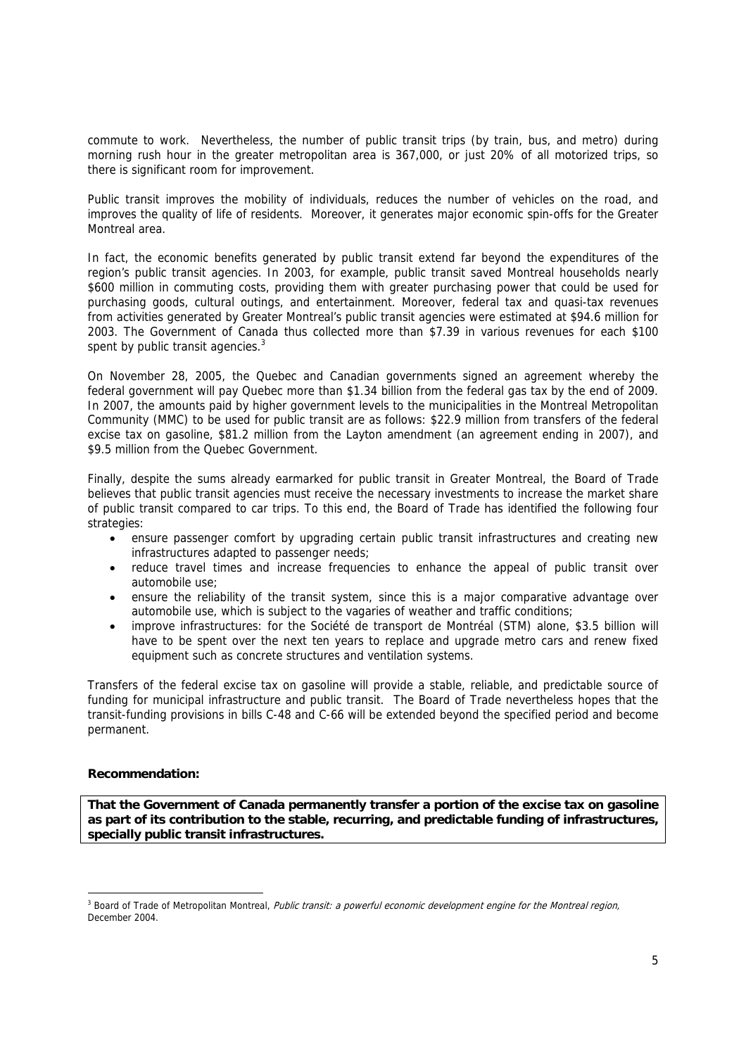commute to work. Nevertheless, the number of public transit trips (by train, bus, and metro) during morning rush hour in the greater metropolitan area is 367,000, or just 20% of all motorized trips, so there is significant room for improvement.

Public transit improves the mobility of individuals, reduces the number of vehicles on the road, and improves the quality of life of residents. Moreover, it generates major economic spin-offs for the Greater Montreal area.

In fact, the economic benefits generated by public transit extend far beyond the expenditures of the region's public transit agencies. In 2003, for example, public transit saved Montreal households nearly $600 million in commuting costs, providing them with greater purchasing power that could be used for purchasing goods, cultural outings, and entertainment. Moreover, federal tax and quasi-tax revenues from activities generated by Greater Montreal's public transit agencies were estimated at $94.6 million for 2003. The Government of Canada thus collected more than $7.39 in various revenues for each $100 spent by public transit agencies.[3]

On November 28, 2005, the Quebec and Canadian governments signed an agreement whereby the federal government will pay Quebec more than $1.34 billion from the federal gas tax by the end of 2009. In 2007, the amounts paid by higher government levels to the municipalities in the Montreal Metropolitan Community (MMC) to be used for public transit are as follows: $22.9 million from transfers of the federal excise tax on gasoline, $81.2 million from the Layton amendment (an agreement ending in 2007), and $9.5 million from the Quebec Government.

Finally, despite the sums already earmarked for public transit in Greater Montreal, the Board of Trade believes that public transit agencies must receive the necessary investments to increase the market share of public transit compared to car trips. To this end, the Board of Trade has identified the following four strategies:

- ensure passenger comfort by upgrading certain public transit infrastructures and creating new infrastructures adapted to passenger needs;
- reduce travel times and increase frequencies to enhance the appeal of public transit over automobile use;
- ensure the reliability of the transit system, since this is a major comparative advantage over automobile use, which is subject to the vagaries of weather and traffic conditions;
- improve infrastructures: for the Société de transport de Montréal (STM) alone, $3.5 billion will have to be spent over the next ten years to replace and upgrade metro cars and renew fixed equipment such as concrete structures and ventilation systems.

Transfers of the federal excise tax on gasoline will provide a stable, reliable, and predictable source of funding for municipal infrastructure and public transit. The Board of Trade nevertheless hopes that the transit-funding provisions in bills C-48 and C-66 will be extended beyond the specified period and become permanent.

**Recommendation:**

**That the Government of Canada permanently transfer a portion of the excise tax on gasoline as part of its contribution to the stable, recurring, and predictable funding of infrastructures, specially public transit infrastructures.**

[3] Board of Trade of Metropolitan Montreal, *Public transit: a powerful economic development engine for the Montreal region*, December 2004.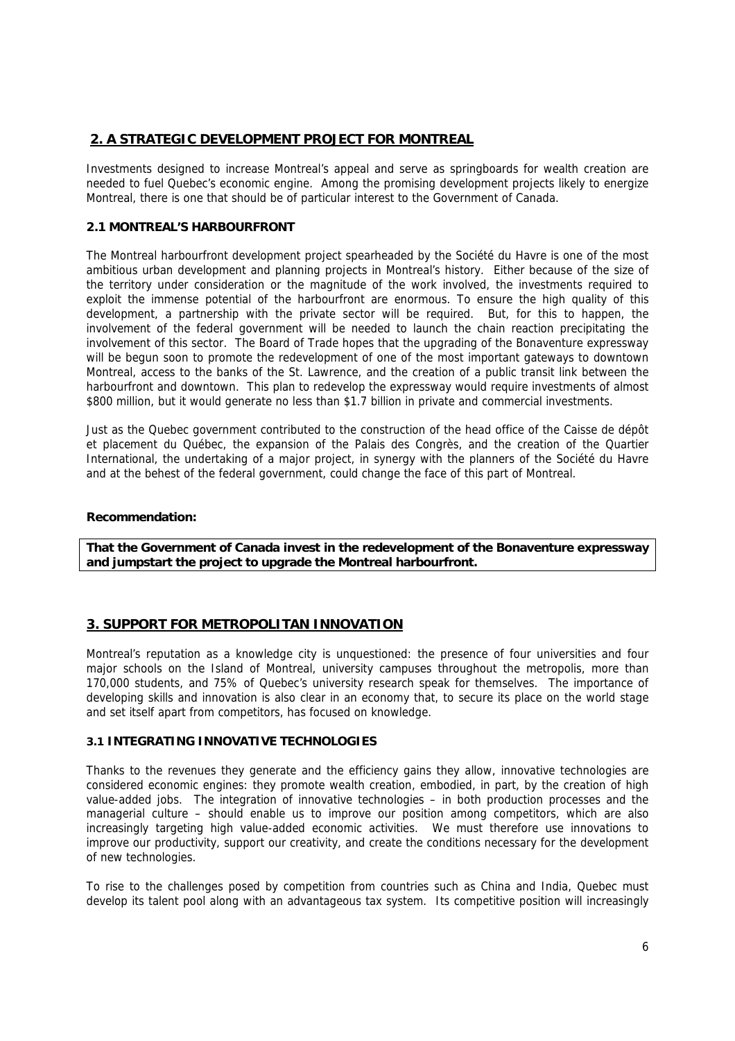## 2. A STRATEGIC DEVELOPMENT PROJECT FOR MONTREAL

Investments designed to increase Montreal's appeal and serve as springboards for wealth creation are needed to fuel Quebec's economic engine. Among the promising development projects likely to energize Montreal, there is one that should be of particular interest to the Government of Canada.

### 2.1 MONTREAL'S HARBOURFRONT

The Montreal harbourfront development project spearheaded by the Société du Havre is one of the most ambitious urban development and planning projects in Montreal's history. Either because of the size of the territory under consideration or the magnitude of the work involved, the investments required to exploit the immense potential of the harbourfront are enormous. To ensure the high quality of this development, a partnership with the private sector will be required. But, for this to happen, the involvement of the federal government will be needed to launch the chain reaction precipitating the involvement of this sector. The Board of Trade hopes that the upgrading of the Bonaventure expressway will be begun soon to promote the redevelopment of one of the most important gateways to downtown Montreal, access to the banks of the St. Lawrence, and the creation of a public transit link between the harbourfront and downtown. This plan to redevelop the expressway would require investments of almost \$800 million, but it would generate no less than \$1.7 billion in private and commercial investments.

Just as the Quebec government contributed to the construction of the head office of the Caisse de dépôt et placement du Québec, the expansion of the Palais des Congrès, and the creation of the Quartier International, the undertaking of a major project, in synergy with the planners of the Société du Havre and at the behest of the federal government, could change the face of this part of Montreal.

**Recommendation:**

**That the Government of Canada invest in the redevelopment of the Bonaventure expressway and jumpstart the project to upgrade the Montreal harbourfront.**

## 3. SUPPORT FOR METROPOLITAN INNOVATION

Montreal's reputation as a knowledge city is unquestioned: the presence of four universities and four major schools on the Island of Montreal, university campuses throughout the metropolis, more than 170,000 students, and 75% of Quebec's university research speak for themselves. The importance of developing skills and innovation is also clear in an economy that, to secure its place on the world stage and set itself apart from competitors, has focused on knowledge.

### 3.1 INTEGRATING INNOVATIVE TECHNOLOGIES

Thanks to the revenues they generate and the efficiency gains they allow, innovative technologies are considered economic engines: they promote wealth creation, embodied, in part, by the creation of high value-added jobs. The integration of innovative technologies – in both production processes and the managerial culture – should enable us to improve our position among competitors, which are also increasingly targeting high value-added economic activities. We must therefore use innovations to improve our productivity, support our creativity, and create the conditions necessary for the development of new technologies.

To rise to the challenges posed by competition from countries such as China and India, Quebec must develop its talent pool along with an advantageous tax system. Its competitive position will increasingly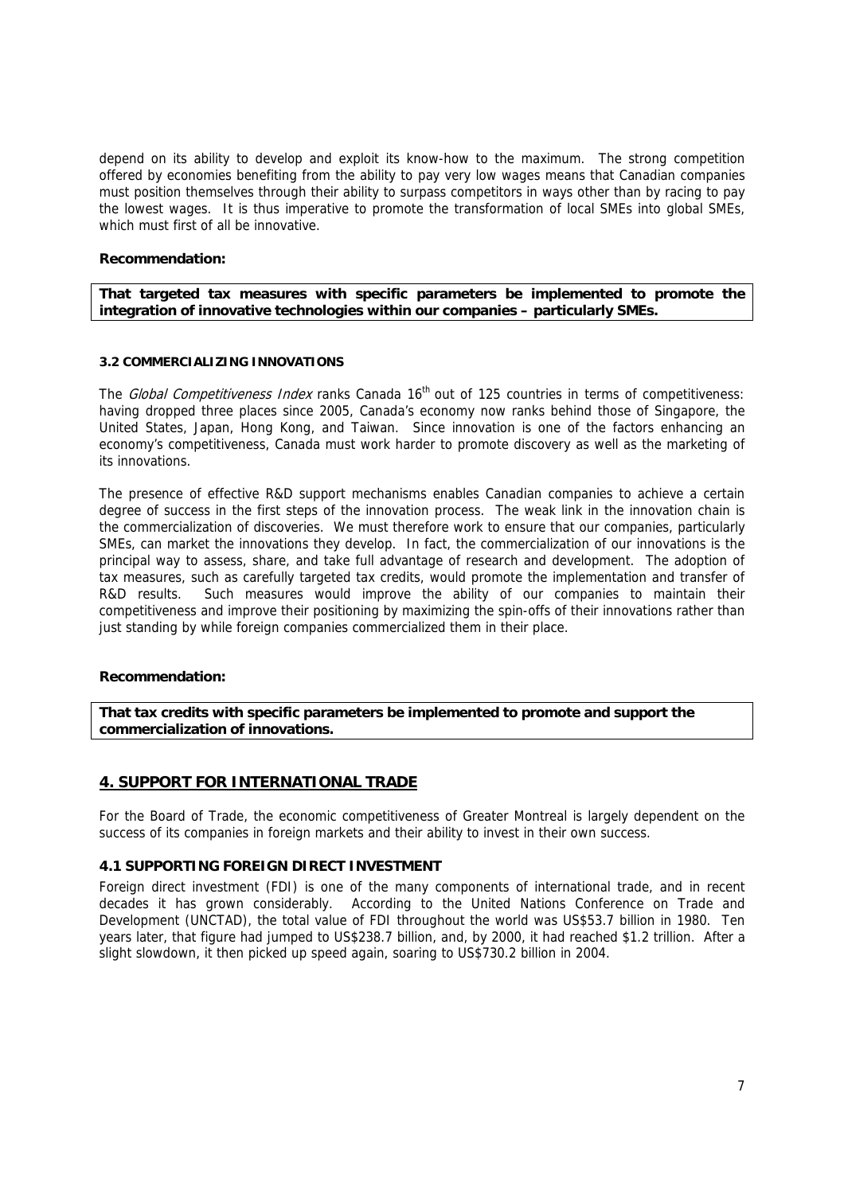depend on its ability to develop and exploit its know-how to the maximum. The strong competition offered by economies benefiting from the ability to pay very low wages means that Canadian companies must position themselves through their ability to surpass competitors in ways other than by racing to pay the lowest wages. It is thus imperative to promote the transformation of local SMEs into global SMEs, which must first of all be innovative.

**Recommendation:**

**That targeted tax measures with specific parameters be implemented to promote the integration of innovative technologies within our companies – particularly SMEs.**

#### 3.2 COMMERCIALIZING INNOVATIONS

The *Global Competitiveness Index* ranks Canada 16th out of 125 countries in terms of competitiveness: having dropped three places since 2005, Canada's economy now ranks behind those of Singapore, the United States, Japan, Hong Kong, and Taiwan. Since innovation is one of the factors enhancing an economy's competitiveness, Canada must work harder to promote discovery as well as the marketing of its innovations.

The presence of effective R&D support mechanisms enables Canadian companies to achieve a certain degree of success in the first steps of the innovation process. The weak link in the innovation chain is the commercialization of discoveries. We must therefore work to ensure that our companies, particularly SMEs, can market the innovations they develop. In fact, the commercialization of our innovations is the principal way to assess, share, and take full advantage of research and development. The adoption of tax measures, such as carefully targeted tax credits, would promote the implementation and transfer of R&D results. Such measures would improve the ability of our companies to maintain their competitiveness and improve their positioning by maximizing the spin-offs of their innovations rather than just standing by while foreign companies commercialized them in their place.

**Recommendation:**

**That tax credits with specific parameters be implemented to promote and support the commercialization of innovations.**

## 4. SUPPORT FOR INTERNATIONAL TRADE

For the Board of Trade, the economic competitiveness of Greater Montreal is largely dependent on the success of its companies in foreign markets and their ability to invest in their own success.

### 4.1 SUPPORTING FOREIGN DIRECT INVESTMENT

Foreign direct investment (FDI) is one of the many components of international trade, and in recent decades it has grown considerably. According to the United Nations Conference on Trade and Development (UNCTAD), the total value of FDI throughout the world was US$53.7 billion in 1980. Ten years later, that figure had jumped to US$238.7 billion, and, by 2000, it had reached $1.2 trillion. After a slight slowdown, it then picked up speed again, soaring to US$730.2 billion in 2004.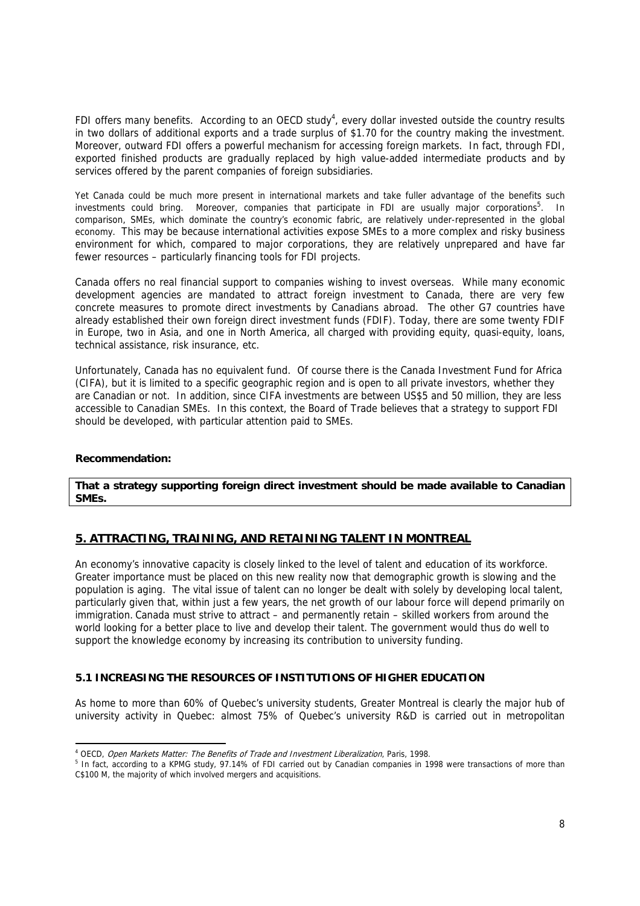FDI offers many benefits. According to an OECD study[4], every dollar invested outside the country results in two dollars of additional exports and a trade surplus of $1.70 for the country making the investment. Moreover, outward FDI offers a powerful mechanism for accessing foreign markets. In fact, through FDI, exported finished products are gradually replaced by high value-added intermediate products and by services offered by the parent companies of foreign subsidiaries.

Yet Canada could be much more present in international markets and take fuller advantage of the benefits such investments could bring. Moreover, companies that participate in FDI are usually major corporations[5]. In comparison, SMEs, which dominate the country's economic fabric, are relatively under-represented in the global economy. This may be because international activities expose SMEs to a more complex and risky business environment for which, compared to major corporations, they are relatively unprepared and have far fewer resources – particularly financing tools for FDI projects.

Canada offers no real financial support to companies wishing to invest overseas. While many economic development agencies are mandated to attract foreign investment to Canada, there are very few concrete measures to promote direct investments by Canadians abroad. The other G7 countries have already established their own foreign direct investment funds (FDIF). Today, there are some twenty FDIF in Europe, two in Asia, and one in North America, all charged with providing equity, quasi-equity, loans, technical assistance, risk insurance, etc.

Unfortunately, Canada has no equivalent fund. Of course there is the Canada Investment Fund for Africa (CIFA), but it is limited to a specific geographic region and is open to all private investors, whether they are Canadian or not. In addition, since CIFA investments are between US$5 and 50 million, they are less accessible to Canadian SMEs. In this context, the Board of Trade believes that a strategy to support FDI should be developed, with particular attention paid to SMEs.

**Recommendation:**

**That a strategy supporting foreign direct investment should be made available to Canadian SMEs.**

## 5. ATTRACTING, TRAINING, AND RETAINING TALENT IN MONTREAL

An economy's innovative capacity is closely linked to the level of talent and education of its workforce. Greater importance must be placed on this new reality now that demographic growth is slowing and the population is aging. The vital issue of talent can no longer be dealt with solely by developing local talent, particularly given that, within just a few years, the net growth of our labour force will depend primarily on immigration. Canada must strive to attract – and permanently retain – skilled workers from around the world looking for a better place to live and develop their talent. The government would thus do well to support the knowledge economy by increasing its contribution to university funding.

### 5.1 INCREASING THE RESOURCES OF INSTITUTIONS OF HIGHER EDUCATION

As home to more than 60% of Quebec's university students, Greater Montreal is clearly the major hub of university activity in Quebec: almost 75% of Quebec's university R&D is carried out in metropolitan

---

[4] OECD, *Open Markets Matter: The Benefits of Trade and Investment Liberalization*, Paris, 1998.

[5] In fact, according to a KPMG study, 97.14% of FDI carried out by Canadian companies in 1998 were transactions of more than C$100 M, the majority of which involved mergers and acquisitions.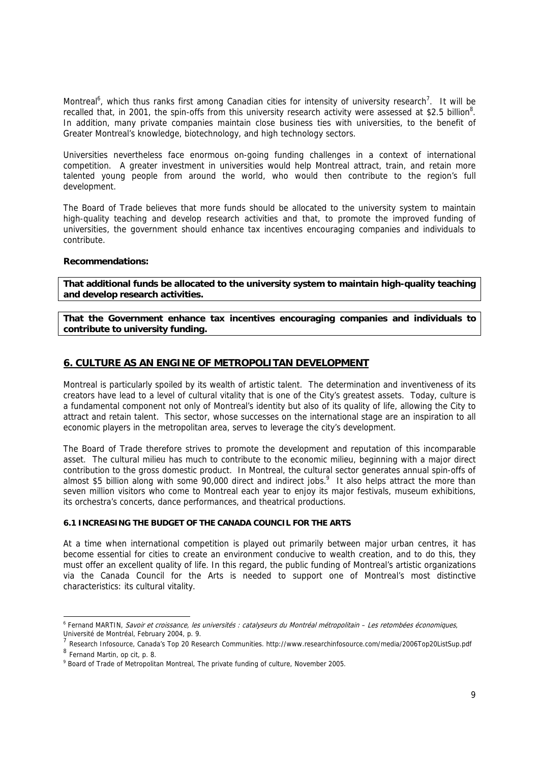Montreal[6], which thus ranks first among Canadian cities for intensity of university research[7]. It will be recalled that, in 2001, the spin-offs from this university research activity were assessed at $2.5 billion[8]. In addition, many private companies maintain close business ties with universities, to the benefit of Greater Montreal's knowledge, biotechnology, and high technology sectors.

Universities nevertheless face enormous on-going funding challenges in a context of international competition. A greater investment in universities would help Montreal attract, train, and retain more talented young people from around the world, who would then contribute to the region's full development.

The Board of Trade believes that more funds should be allocated to the university system to maintain high-quality teaching and develop research activities and that, to promote the improved funding of universities, the government should enhance tax incentives encouraging companies and individuals to contribute.

**Recommendations:**

**That additional funds be allocated to the university system to maintain high-quality teaching and develop research activities.**

**That the Government enhance tax incentives encouraging companies and individuals to contribute to university funding.**

## 6. CULTURE AS AN ENGINE OF METROPOLITAN DEVELOPMENT

Montreal is particularly spoiled by its wealth of artistic talent. The determination and inventiveness of its creators have lead to a level of cultural vitality that is one of the City's greatest assets. Today, culture is a fundamental component not only of Montreal's identity but also of its quality of life, allowing the City to attract and retain talent. This sector, whose successes on the international stage are an inspiration to all economic players in the metropolitan area, serves to leverage the city's development.

The Board of Trade therefore strives to promote the development and reputation of this incomparable asset. The cultural milieu has much to contribute to the economic milieu, beginning with a major direct contribution to the gross domestic product. In Montreal, the cultural sector generates annual spin-offs of almost $5 billion along with some 90,000 direct and indirect jobs.[9] It also helps attract the more than seven million visitors who come to Montreal each year to enjoy its major festivals, museum exhibitions, its orchestra's concerts, dance performances, and theatrical productions.

### 6.1 INCREASING THE BUDGET OF THE CANADA COUNCIL FOR THE ARTS

At a time when international competition is played out primarily between major urban centres, it has become essential for cities to create an environment conducive to wealth creation, and to do this, they must offer an excellent quality of life. In this regard, the public funding of Montreal's artistic organizations via the Canada Council for the Arts is needed to support one of Montreal's most distinctive characteristics: its cultural vitality.

---

[6] Fernand MARTIN, *Savoir et croissance, les universités : catalyseurs du Montréal métropolitain – Les retombées économiques*, Université de Montréal, February 2004, p. 9.

[7] Research Infosource, Canada's Top 20 Research Communities. http://www.researchinfosource.com/media/2006Top20ListSup.pdf

[8] Fernand Martin, op cit, p. 8.

[9] Board of Trade of Metropolitan Montreal, The private funding of culture, November 2005.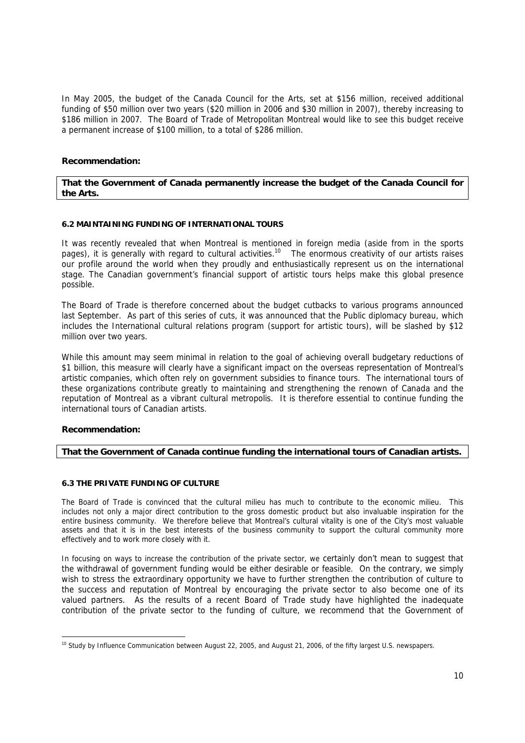In May 2005, the budget of the Canada Council for the Arts, set at $156 million, received additional funding of $50 million over two years ($20 million in 2006 and $30 million in 2007), thereby increasing to $186 million in 2007. The Board of Trade of Metropolitan Montreal would like to see this budget receive a permanent increase of $100 million, to a total of $286 million.

**Recommendation:**

**That the Government of Canada permanently increase the budget of the Canada Council for the Arts.**

#### 6.2 MAINTAINING FUNDING OF INTERNATIONAL TOURS

It was recently revealed that when Montreal is mentioned in foreign media (aside from in the sports pages), it is generally with regard to cultural activities.[10] The enormous creativity of our artists raises our profile around the world when they proudly and enthusiastically represent us on the international stage. The Canadian government's financial support of artistic tours helps make this global presence possible.

The Board of Trade is therefore concerned about the budget cutbacks to various programs announced last September. As part of this series of cuts, it was announced that the Public diplomacy bureau, which includes the International cultural relations program (support for artistic tours), will be slashed by $12 million over two years.

While this amount may seem minimal in relation to the goal of achieving overall budgetary reductions of $1 billion, this measure will clearly have a significant impact on the overseas representation of Montreal's artistic companies, which often rely on government subsidies to finance tours. The international tours of these organizations contribute greatly to maintaining and strengthening the renown of Canada and the reputation of Montreal as a vibrant cultural metropolis. It is therefore essential to continue funding the international tours of Canadian artists.

**Recommendation:**

**That the Government of Canada continue funding the international tours of Canadian artists.**

#### 6.3 THE PRIVATE FUNDING OF CULTURE

The Board of Trade is convinced that the cultural milieu has much to contribute to the economic milieu. This includes not only a major direct contribution to the gross domestic product but also invaluable inspiration for the entire business community. We therefore believe that Montreal's cultural vitality is one of the City's most valuable assets and that it is in the best interests of the business community to support the cultural community more effectively and to work more closely with it.

In focusing on ways to increase the contribution of the private sector, we certainly don't mean to suggest that the withdrawal of government funding would be either desirable or feasible. On the contrary, we simply wish to stress the extraordinary opportunity we have to further strengthen the contribution of culture to the success and reputation of Montreal by encouraging the private sector to also become one of its valued partners. As the results of a recent Board of Trade study have highlighted the inadequate contribution of the private sector to the funding of culture, we recommend that the Government of

---

[10] Study by Influence Communication between August 22, 2005, and August 21, 2006, of the fifty largest U.S. newspapers.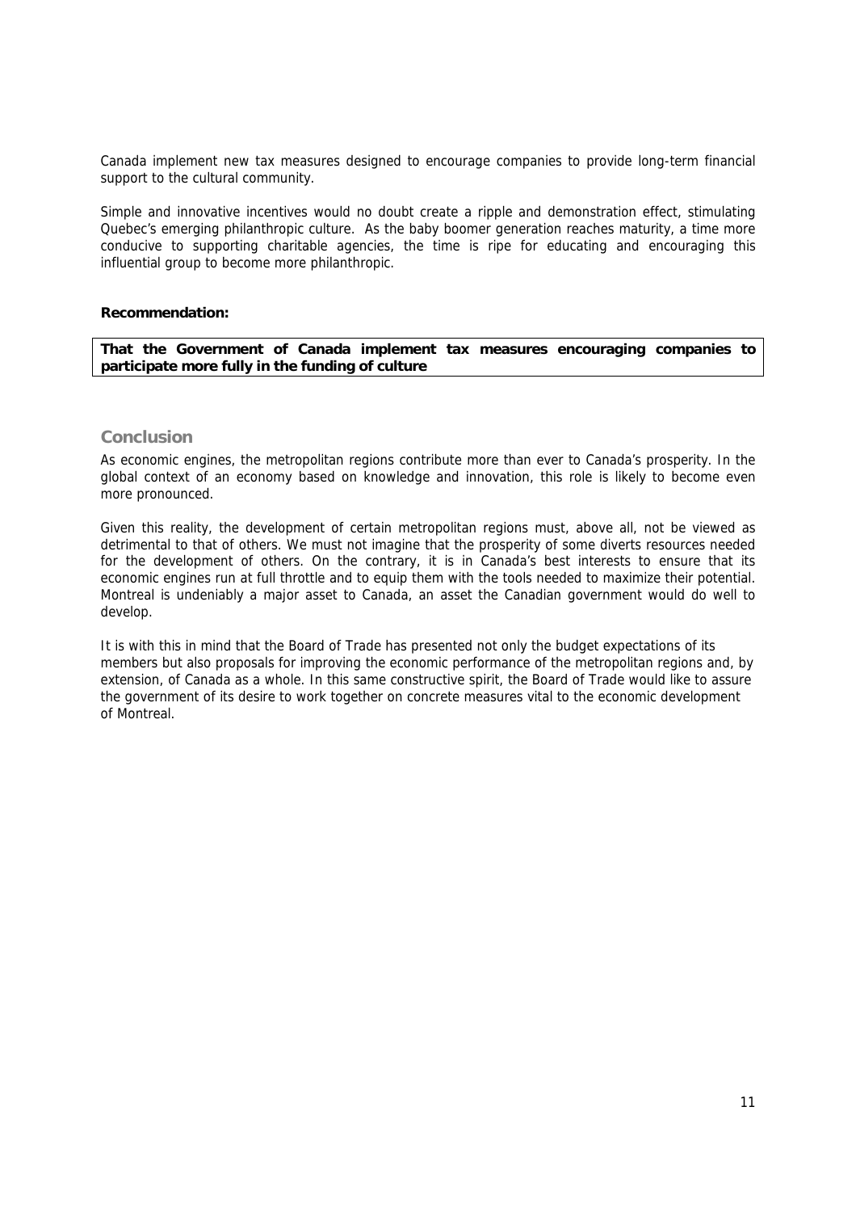Canada implement new tax measures designed to encourage companies to provide long-term financial support to the cultural community.

Simple and innovative incentives would no doubt create a ripple and demonstration effect, stimulating Quebec's emerging philanthropic culture. As the baby boomer generation reaches maturity, a time more conducive to supporting charitable agencies, the time is ripe for educating and encouraging this influential group to become more philanthropic.

**Recommendation:**

**That the Government of Canada implement tax measures encouraging companies to participate more fully in the funding of culture**

## Conclusion

As economic engines, the metropolitan regions contribute more than ever to Canada's prosperity. In the global context of an economy based on knowledge and innovation, this role is likely to become even more pronounced.

Given this reality, the development of certain metropolitan regions must, above all, not be viewed as detrimental to that of others. We must not imagine that the prosperity of some diverts resources needed for the development of others. On the contrary, it is in Canada's best interests to ensure that its economic engines run at full throttle and to equip them with the tools needed to maximize their potential. Montreal is undeniably a major asset to Canada, an asset the Canadian government would do well to develop.

It is with this in mind that the Board of Trade has presented not only the budget expectations of its members but also proposals for improving the economic performance of the metropolitan regions and, by extension, of Canada as a whole. In this same constructive spirit, the Board of Trade would like to assure the government of its desire to work together on concrete measures vital to the economic development of Montreal.